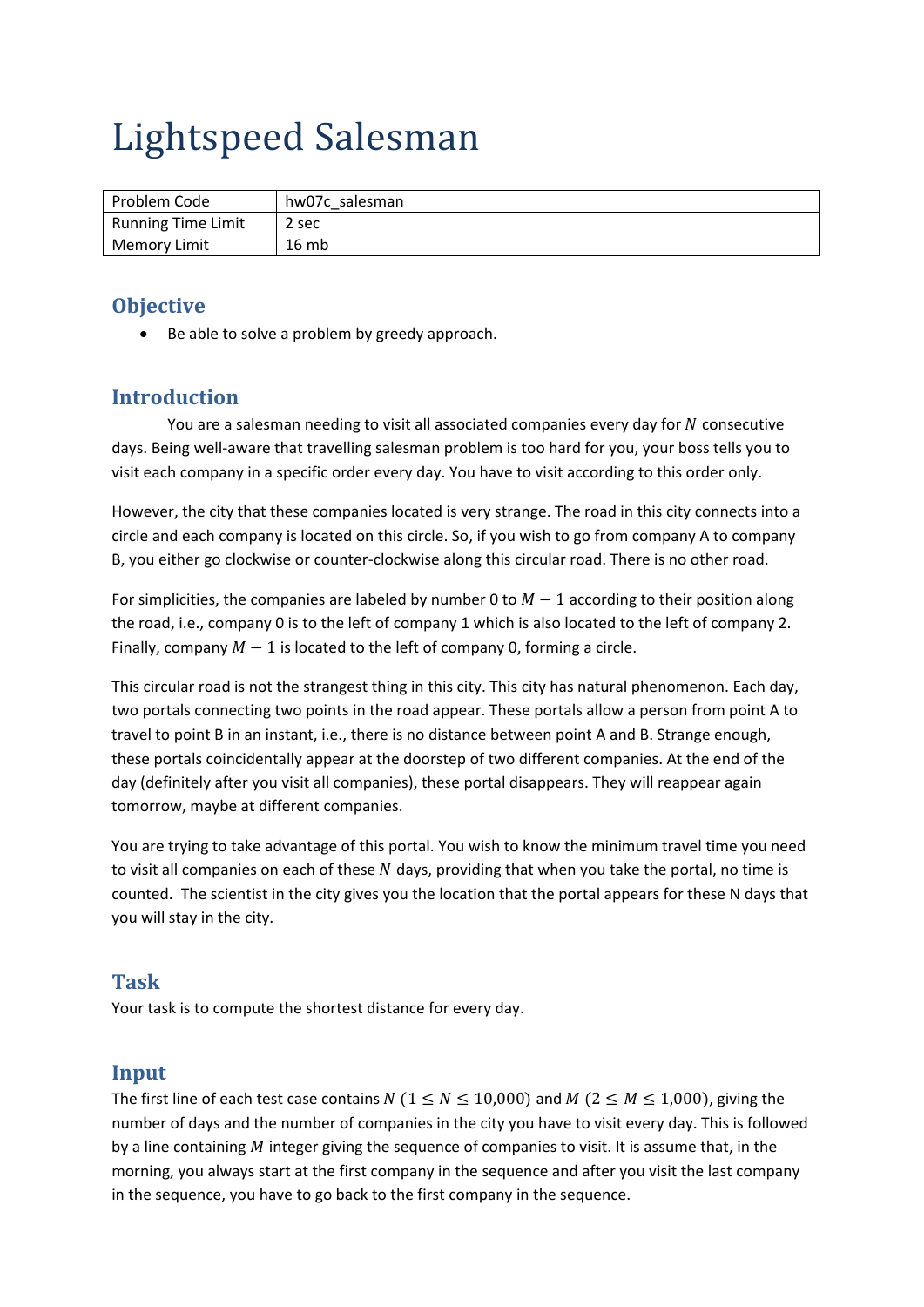# Lightspeed Salesman

| Problem Code | hw07c_salesman |
|---|---|
| Running Time Limit | 2 sec |
| Memory Limit | 16 mb |

## Objective

- Be able to solve a problem by greedy approach.

## Introduction

You are a salesman needing to visit all associated companies every day for $N$ consecutive days. Being well-aware that travelling salesman problem is too hard for you, your boss tells you to visit each company in a specific order every day. You have to visit according to this order only.

However, the city that these companies located is very strange. The road in this city connects into a circle and each company is located on this circle. So, if you wish to go from company A to company B, you either go clockwise or counter-clockwise along this circular road. There is no other road.

For simplicities, the companies are labeled by number 0 to $M - 1$ according to their position along the road, i.e., company 0 is to the left of company 1 which is also located to the left of company 2. Finally, company $M - 1$ is located to the left of company 0, forming a circle.

This circular road is not the strangest thing in this city. This city has natural phenomenon. Each day, two portals connecting two points in the road appear. These portals allow a person from point A to travel to point B in an instant, i.e., there is no distance between point A and B. Strange enough, these portals coincidentally appear at the doorstep of two different companies. At the end of the day (definitely after you visit all companies), these portal disappears. They will reappear again tomorrow, maybe at different companies.

You are trying to take advantage of this portal. You wish to know the minimum travel time you need to visit all companies on each of these $N$ days, providing that when you take the portal, no time is counted. The scientist in the city gives you the location that the portal appears for these N days that you will stay in the city.

## Task

Your task is to compute the shortest distance for every day.

## Input

The first line of each test case contains $N$ $(1 \leq N \leq 10{,}000)$ and $M$ $(2 \leq M \leq 1{,}000)$, giving the number of days and the number of companies in the city you have to visit every day. This is followed by a line containing $M$ integer giving the sequence of companies to visit. It is assume that, in the morning, you always start at the first company in the sequence and after you visit the last company in the sequence, you have to go back to the first company in the sequence.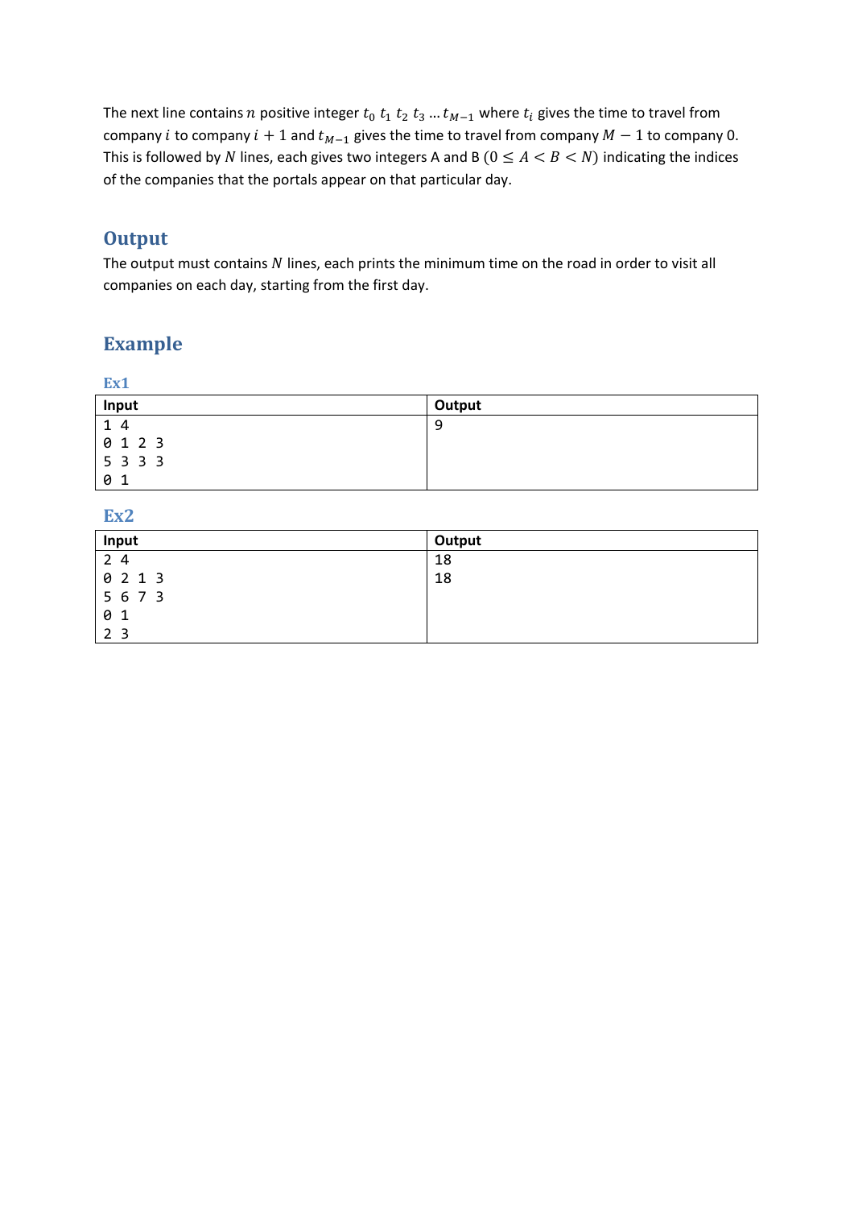The next line contains $n$ positive integer $t_0\ t_1\ t_2\ t_3 \ldots t_{M-1}$ where $t_i$ gives the time to travel from company $i$ to company $i+1$ and $t_{M-1}$ gives the time to travel from company $M-1$ to company 0. This is followed by $N$ lines, each gives two integers A and B $(0 \leq A < B < N)$ indicating the indices of the companies that the portals appear on that particular day.

## Output

The output must contains $N$ lines, each prints the minimum time on the road in order to visit all companies on each day, starting from the first day.

## Example

### Ex1

| Input | Output |
|---|---|
| 1 4<br>0 1 2 3<br>5 3 3 3<br>0 1 | 9 |

### Ex2

| Input | Output |
|---|---|
| 2 4<br>0 2 1 3<br>5 6 7 3<br>0 1<br>2 3 | 18<br>18 |